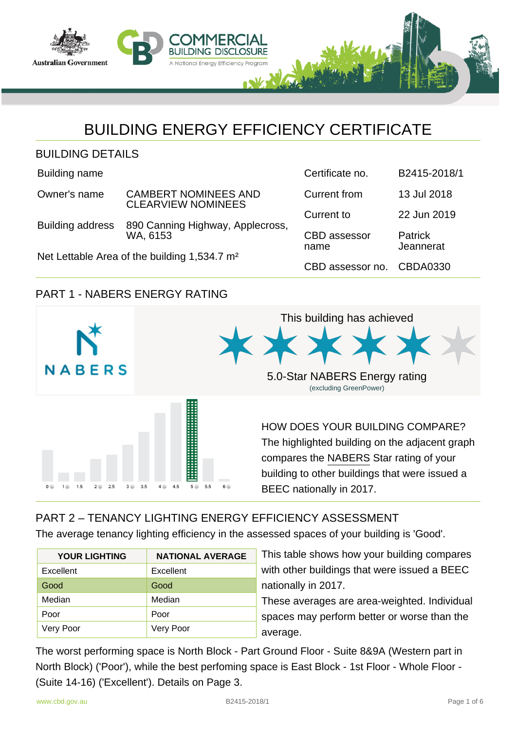# BUILDING ENERGY EFFICIENCY CERTIFICATE

## BUILDING DETAILS

| | |
|---|---|
| Building name | |
| Owner's name | CAMBERT NOMINEES AND CLEARVIEW NOMINEES |
| Building address | 890 Canning Highway, Applecross, WA, 6153 |

Net Lettable Area of the building 1,534.7 m²

| | |
|---|---|
| Certificate no. | B2415-2018/1 |
| Current from | 13 Jul 2018 |
| Current to | 22 Jun 2019 |
| CBD assessor name | Patrick Jeannerat |
| CBD assessor no. | CBDA0330 |

## PART 1 - NABERS ENERGY RATING

This building has achieved

5.0-Star NABERS Energy rating

(excluding GreenPower)

HOW DOES YOUR BUILDING COMPARE?
The highlighted building on the adjacent graph compares the NABERS Star rating of your building to other buildings that were issued a BEEC nationally in 2017.

## PART 2 – TENANCY LIGHTING ENERGY EFFICIENCY ASSESSMENT

The average tenancy lighting efficiency in the assessed spaces of your building is 'Good'.

| YOUR LIGHTING | NATIONAL AVERAGE |
|---|---|
| Excellent | Excellent |
| Good | Good |
| Median | Median |
| Poor | Poor |
| Very Poor | Very Poor |

This table shows how your building compares with other buildings that were issued a BEEC nationally in 2017.
These averages are area-weighted. Individual spaces may perform better or worse than the average.

The worst performing space is North Block - Part Ground Floor - Suite 8&9A (Western part in North Block) ('Poor'), while the best perfoming space is East Block - 1st Floor - Whole Floor - (Suite 14-16) ('Excellent'). Details on Page 3.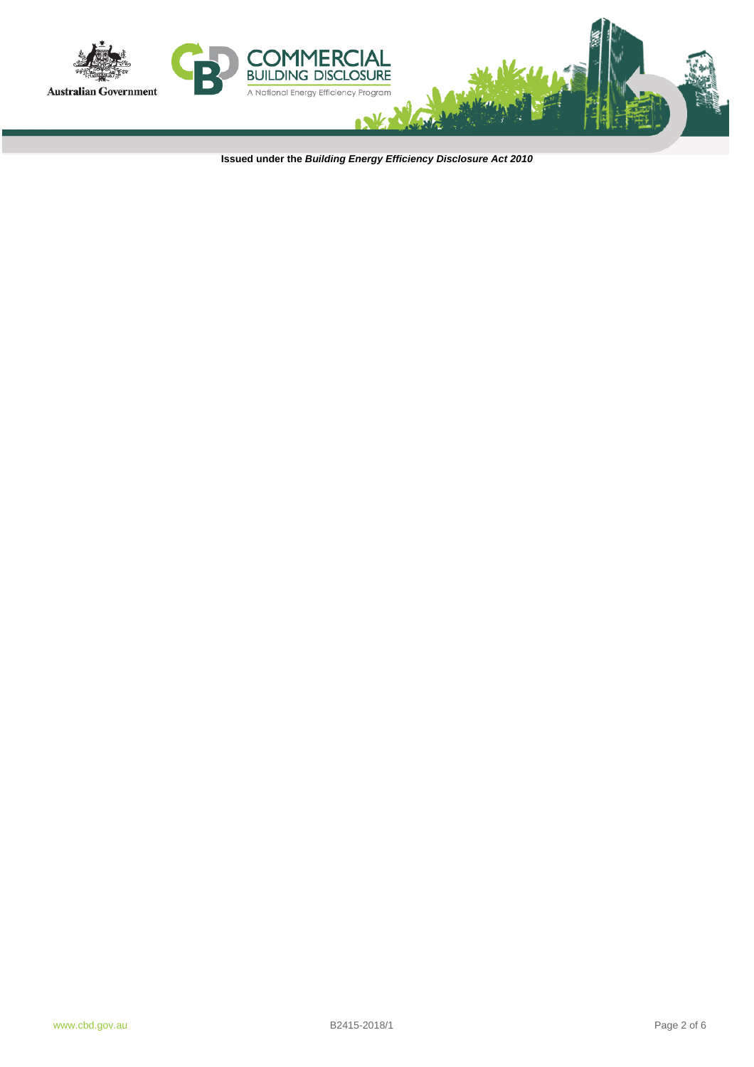Issued under the ***Building Energy Efficiency Disclosure Act 2010***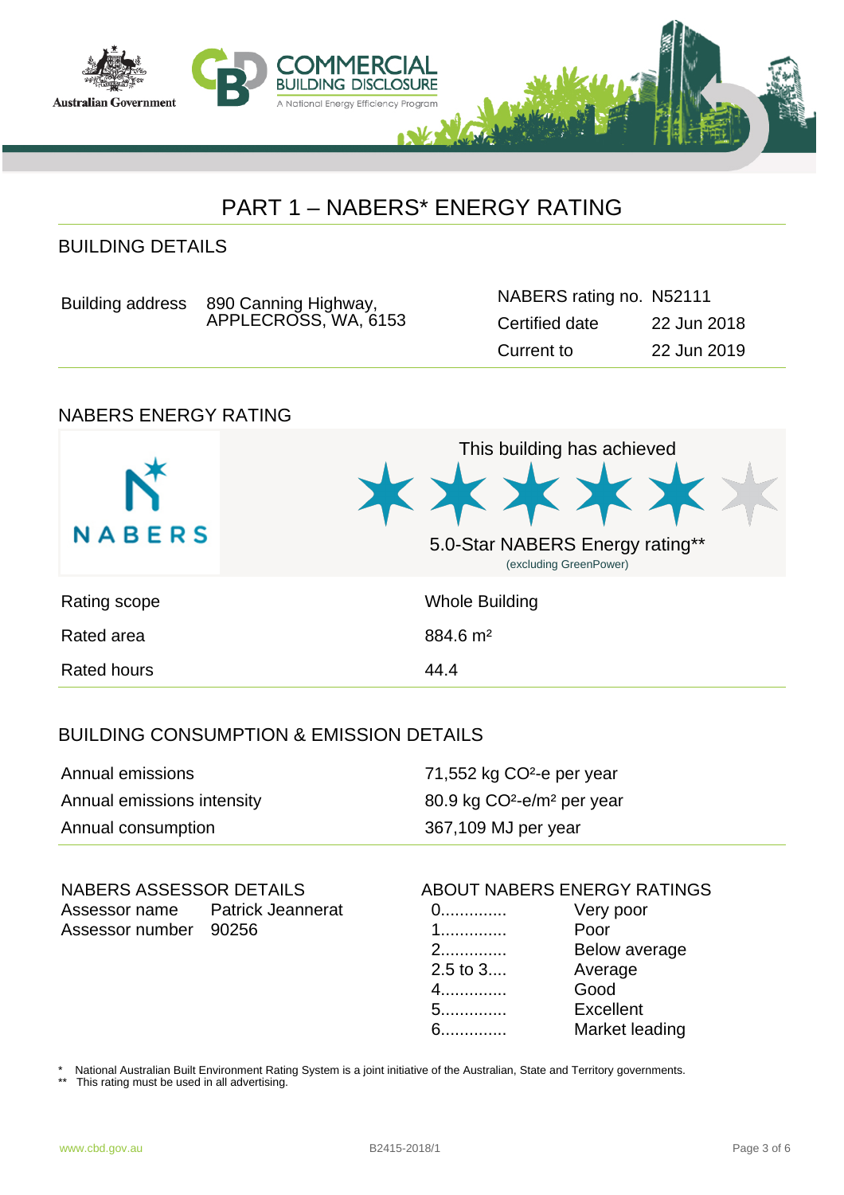# PART 1 – NABERS* ENERGY RATING

## BUILDING DETAILS

| | |
|---|---|
| Building address | 890 Canning Highway, APPLECROSS, WA, 6153 |

| | |
|---|---|
| NABERS rating no. | N52111 |
| Certified date | 22 Jun 2018 |
| Current to | 22 Jun 2019 |

## NABERS ENERGY RATING

This building has achieved

5.0-Star NABERS Energy rating**

(excluding GreenPower)

| | |
|---|---|
| Rating scope | Whole Building |
| Rated area | 884.6 m² |
| Rated hours | 44.4 |

## BUILDING CONSUMPTION & EMISSION DETAILS

| | |
|---|---|
| Annual emissions | 71,552 kg $CO_2$-e per year |
| Annual emissions intensity | 80.9 kg $CO_2$-e/m² per year |
| Annual consumption | 367,109 MJ per year |

### NABERS ASSESSOR DETAILS

| | |
|---|---|
| Assessor name | Patrick Jeanneret |
| Assessor number | 90256 |

### ABOUT NABERS ENERGY RATINGS

| | |
|---|---|
| 0............. | Very poor |
| 1............. | Poor |
| 2............. | Below average |
| 2.5 to 3.... | Average |
| 4............. | Good |
| 5............. | Excellent |
| 6............. | Market leading |

\* National Australian Built Environment Rating System is a joint initiative of the Australian, State and Territory governments.

** This rating must be used in all advertising.

www.cbd.gov.au B2415-2018/1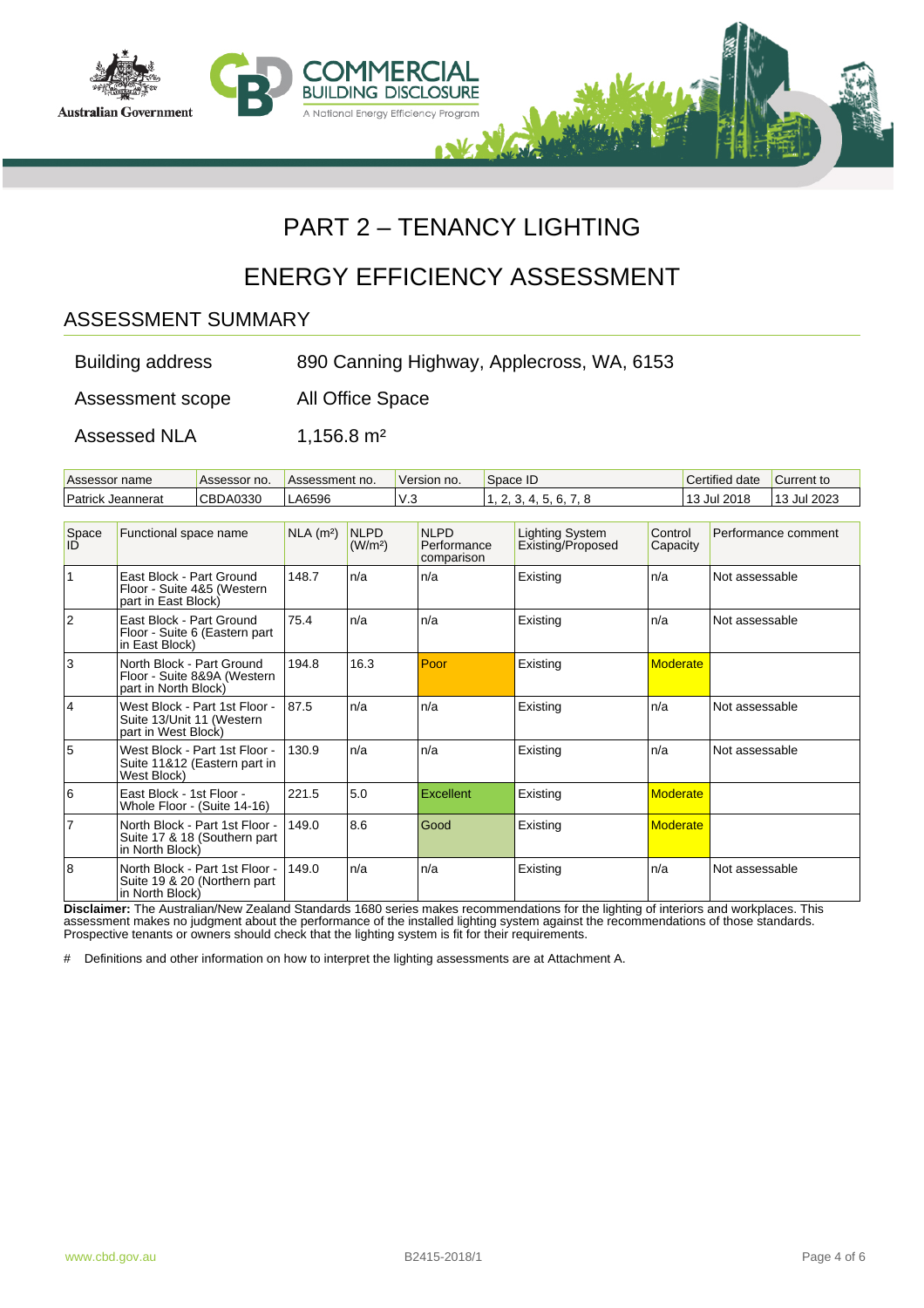# PART 2 – TENANCY LIGHTING

# ENERGY EFFICIENCY ASSESSMENT

## ASSESSMENT SUMMARY

| | |
|---|---|
| Building address | 890 Canning Highway, Applecross, WA, 6153 |
| Assessment scope | All Office Space |
| Assessed NLA | 1,156.8 m² |

| Assessor name | Assessor no. | Assessment no. | Version no. | Space ID | Certified date | Current to |
|---|---|---|---|---|---|---|
| Patrick Jeannerat | CBDA0330 | LA6596 | V.3 | 1, 2, 3, 4, 5, 6, 7, 8 | 13 Jul 2018 | 13 Jul 2023 |

| Space ID | Functional space name | NLA (m²) | NLPD (W/m²) | NLPD Performance comparison | Lighting System Existing/Proposed | Control Capacity | Performance comment |
|---|---|---|---|---|---|---|---|
| 1 | East Block - Part Ground Floor - Suite 4&5 (Western part in East Block) | 148.7 | n/a | n/a | Existing | n/a | Not assessable |
| 2 | East Block - Part Ground Floor - Suite 6 (Eastern part in East Block) | 75.4 | n/a | n/a | Existing | n/a | Not assessable |
| 3 | North Block - Part Ground Floor - Suite 8&9A (Western part in North Block) | 194.8 | 16.3 | Poor | Existing | Moderate | |
| 4 | West Block - Part 1st Floor - Suite 13/Unit 11 (Western part in West Block) | 87.5 | n/a | n/a | Existing | n/a | Not assessable |
| 5 | West Block - Part 1st Floor - Suite 11&12 (Eastern part in West Block) | 130.9 | n/a | n/a | Existing | n/a | Not assessable |
| 6 | East Block - 1st Floor - Whole Floor - (Suite 14-16) | 221.5 | 5.0 | Excellent | Existing | Moderate | |
| 7 | North Block - Part 1st Floor - Suite 17 & 18 (Southern part in North Block) | 149.0 | 8.6 | Good | Existing | Moderate | |
| 8 | North Block - Part 1st Floor - Suite 19 & 20 (Northern part in North Block) | 149.0 | n/a | n/a | Existing | n/a | Not assessable |

**Disclaimer:** The Australian/New Zealand Standards 1680 series makes recommendations for the lighting of interiors and workplaces. This assessment makes no judgment about the performance of the installed lighting system against the recommendations of those standards. Prospective tenants or owners should check that the lighting system is fit for their requirements.

# Definitions and other information on how to interpret the lighting assessments are at Attachment A.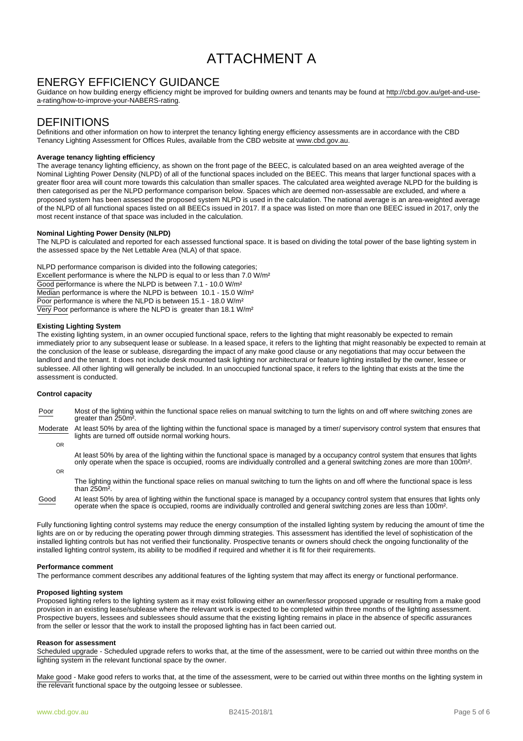# ATTACHMENT A

## ENERGY EFFICIENCY GUIDANCE

Guidance on how building energy efficiency might be improved for building owners and tenants may be found at http://cbd.gov.au/get-and-use-a-rating/how-to-improve-your-NABERS-rating.

## DEFINITIONS

Definitions and other information on how to interpret the tenancy lighting energy efficiency assessments are in accordance with the CBD Tenancy Lighting Assessment for Offices Rules, available from the CBD website at www.cbd.gov.au.

**Average tenancy lighting efficiency**

The average tenancy lighting efficiency, as shown on the front page of the BEEC, is calculated based on an area weighted average of the Nominal Lighting Power Density (NLPD) of all of the functional spaces included on the BEEC. This means that larger functional spaces with a greater floor area will count more towards this calculation than smaller spaces. The calculated area weighted average NLPD for the building is then categorised as per the NLPD performance comparison below. Spaces which are deemed non-assessable are excluded, and where a proposed system has been assessed the proposed system NLPD is used in the calculation. The national average is an area-weighted average of the NLPD of all functional spaces listed on all BEECs issued in 2017. If a space was listed on more than one BEEC issued in 2017, only the most recent instance of that space was included in the calculation.

**Nominal Lighting Power Density (NLPD)**

The NLPD is calculated and reported for each assessed functional space. It is based on dividing the total power of the base lighting system in the assessed space by the Net Lettable Area (NLA) of that space.

NLPD performance comparison is divided into the following categories;
Excellent performance is where the NLPD is equal to or less than 7.0 W/m²
Good performance is where the NLPD is between 7.1 - 10.0 W/m²
Median performance is where the NLPD is between 10.1 - 15.0 W/m²
Poor performance is where the NLPD is between 15.1 - 18.0 W/m²
Very Poor performance is where the NLPD is greater than 18.1 W/m²

**Existing Lighting System**

The existing lighting system, in an owner occupied functional space, refers to the lighting that might reasonably be expected to remain immediately prior to any subsequent lease or sublease. In a leased space, it refers to the lighting that might reasonably be expected to remain at the conclusion of the lease or sublease, disregarding the impact of any make good clause or any negotiations that may occur between the landlord and the tenant. It does not include desk mounted task lighting nor architectural or feature lighting installed by the owner, lessee or sublessee. All other lighting will generally be included. In an unoccupied functional space, it refers to the lighting that exists at the time the assessment is conducted.

**Control capacity**

Poor — Most of the lighting within the functional space relies on manual switching to turn the lights on and off where switching zones are greater than 250m².

Moderate — At least 50% by area of the lighting within the functional space is managed by a timer/ supervisory control system that ensures that lights are turned off outside normal working hours.

OR

At least 50% by area of the lighting within the functional space is managed by a occupancy control system that ensures that lights only operate when the space is occupied, rooms are individually controlled and a general switching zones are more than 100m².

OR

The lighting within the functional space relies on manual switching to turn the lights on and off where the functional space is less than 250m².

Good — At least 50% by area of lighting within the functional space is managed by a occupancy control system that ensures that lights only operate when the space is occupied, rooms are individually controlled and general switching zones are less than 100m².

Fully functioning lighting control systems may reduce the energy consumption of the installed lighting system by reducing the amount of time the lights are on or by reducing the operating power through dimming strategies. This assessment has identified the level of sophistication of the installed lighting controls but has not verified their functionality. Prospective tenants or owners should check the ongoing functionality of the installed lighting control system, its ability to be modified if required and whether it is fit for their requirements.

**Performance comment**

The performance comment describes any additional features of the lighting system that may affect its energy or functional performance.

**Proposed lighting system**

Proposed lighting refers to the lighting system as it may exist following either an owner/lessor proposed upgrade or resulting from a make good provision in an existing lease/sublease where the relevant work is expected to be completed within three months of the lighting assessment. Prospective buyers, lessees and sublessees should assume that the existing lighting remains in place in the absence of specific assurances from the seller or lessor that the work to install the proposed lighting has in fact been carried out.

**Reason for assessment**

Scheduled upgrade - Scheduled upgrade refers to works that, at the time of the assessment, were to be carried out within three months on the lighting system in the relevant functional space by the owner.

Make good - Make good refers to works that, at the time of the assessment, were to be carried out within three months on the lighting system in the relevant functional space by the outgoing lessee or sublessee.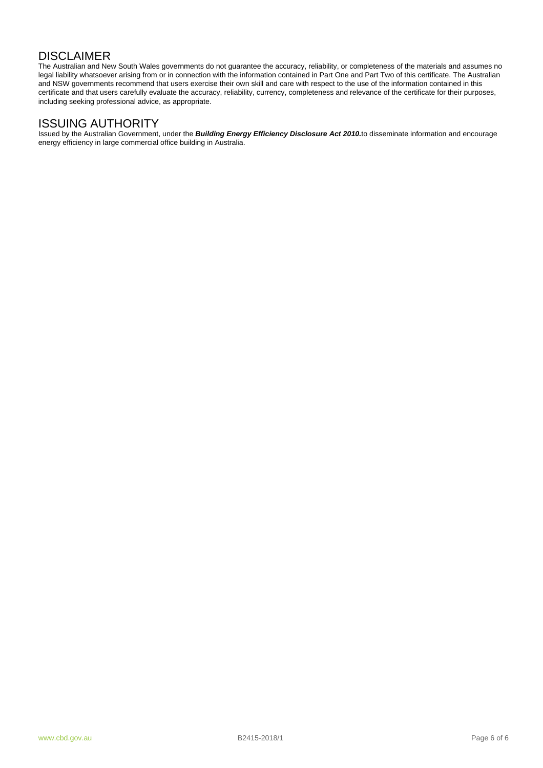## DISCLAIMER

The Australian and New South Wales governments do not guarantee the accuracy, reliability, or completeness of the materials and assumes no legal liability whatsoever arising from or in connection with the information contained in Part One and Part Two of this certificate. The Australian and NSW governments recommend that users exercise their own skill and care with respect to the use of the information contained in this certificate and that users carefully evaluate the accuracy, reliability, currency, completeness and relevance of the certificate for their purposes, including seeking professional advice, as appropriate.

## ISSUING AUTHORITY

Issued by the Australian Government, under the ***Building Energy Efficiency Disclosure Act 2010.***to disseminate information and encourage energy efficiency in large commercial office building in Australia.